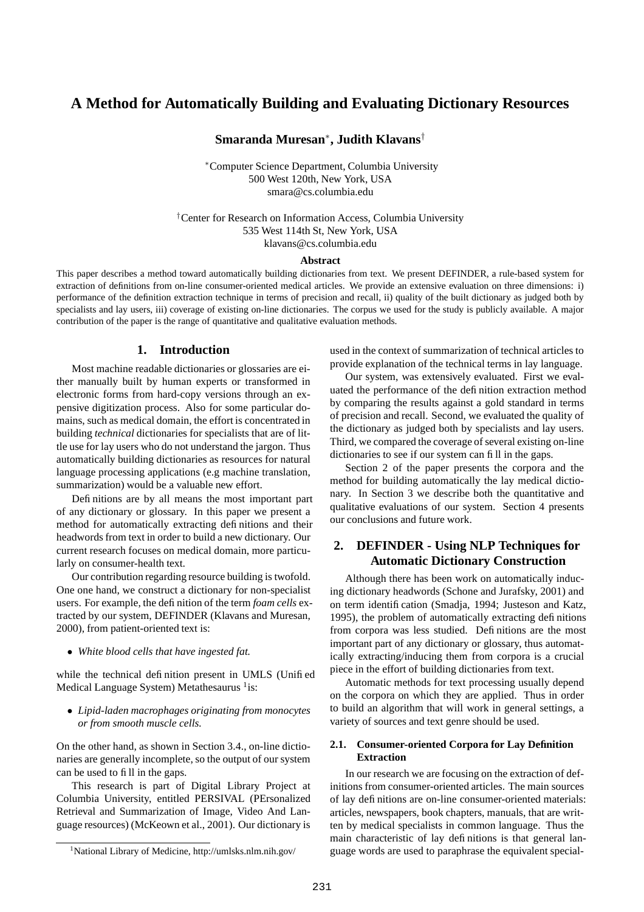# A Method for Automatically Building and Evaluating Dictionary Resources

**Smaranda Muresan**[*]**, Judith Klavans**[†]

[*]Computer Science Department, Columbia University
500 West 120th, New York, USA
smara@cs.columbia.edu

[†]Center for Research on Information Access, Columbia University
535 West 114th St, New York, USA
klavans@cs.columbia.edu

**Abstract**

This paper describes a method toward automatically building dictionaries from text. We present DEFINDER, a rule-based system for extraction of definitions from on-line consumer-oriented medical articles. We provide an extensive evaluation on three dimensions: i) performance of the definition extraction technique in terms of precision and recall, ii) quality of the built dictionary as judged both by specialists and lay users, iii) coverage of existing on-line dictionaries. The corpus we used for the study is publicly available. A major contribution of the paper is the range of quantitative and qualitative evaluation methods.

## 1. Introduction

Most machine readable dictionaries or glossaries are either manually built by human experts or transformed in electronic forms from hard-copy versions through an expensive digitization process. Also for some particular domains, such as medical domain, the effort is concentrated in building *technical* dictionaries for specialists that are of little use for lay users who do not understand the jargon. Thus automatically building dictionaries as resources for natural language processing applications (e.g machine translation, summarization) would be a valuable new effort.

Definitions are by all means the most important part of any dictionary or glossary. In this paper we present a method for automatically extracting definitions and their headwords from text in order to build a new dictionary. Our current research focuses on medical domain, more particularly on consumer-health text.

Our contribution regarding resource building is twofold. One one hand, we construct a dictionary for non-specialist users. For example, the definition of the term *foam cells* extracted by our system, DEFINDER (Klavans and Muresan, 2000), from patient-oriented text is:

- *White blood cells that have ingested fat.*

while the technical definition present in UMLS (Unified Medical Language System) Metathesaurus [1] is:

- *Lipid-laden macrophages originating from monocytes or from smooth muscle cells.*

On the other hand, as shown in Section 3.4., on-line dictionaries are generally incomplete, so the output of our system can be used to fill in the gaps.

This research is part of Digital Library Project at Columbia University, entitled PERSIVAL (PErsonalized Retrieval and Summarization of Image, Video And Language resources) (McKeown et al., 2001). Our dictionary is used in the context of summarization of technical articles to provide explanation of the technical terms in lay language.

Our system, was extensively evaluated. First we evaluated the performance of the definition extraction method by comparing the results against a gold standard in terms of precision and recall. Second, we evaluated the quality of the dictionary as judged both by specialists and lay users. Third, we compared the coverage of several existing on-line dictionaries to see if our system can fill in the gaps.

Section 2 of the paper presents the corpora and the method for building automatically the lay medical dictionary. In Section 3 we describe both the quantitative and qualitative evaluations of our system. Section 4 presents our conclusions and future work.

## 2. DEFINDER - Using NLP Techniques for Automatic Dictionary Construction

Although there has been work on automatically inducing dictionary headwords (Schone and Jurafsky, 2001) and on term identification (Smadja, 1994; Justeson and Katz, 1995), the problem of automatically extracting definitions from corpora was less studied. Definitions are the most important part of any dictionary or glossary, thus automatically extracting/inducing them from corpora is a crucial piece in the effort of building dictionaries from text.

Automatic methods for text processing usually depend on the corpora on which they are applied. Thus in order to build an algorithm that will work in general settings, a variety of sources and text genre should be used.

### 2.1. Consumer-oriented Corpora for Lay Definition Extraction

In our research we are focusing on the extraction of definitions from consumer-oriented articles. The main sources of lay definitions are on-line consumer-oriented materials: articles, newspapers, book chapters, manuals, that are written by medical specialists in common language. Thus the main characteristic of lay definitions is that general language words are used to paraphrase the equivalent special-

[1] National Library of Medicine, http://umlsks.nlm.nih.gov/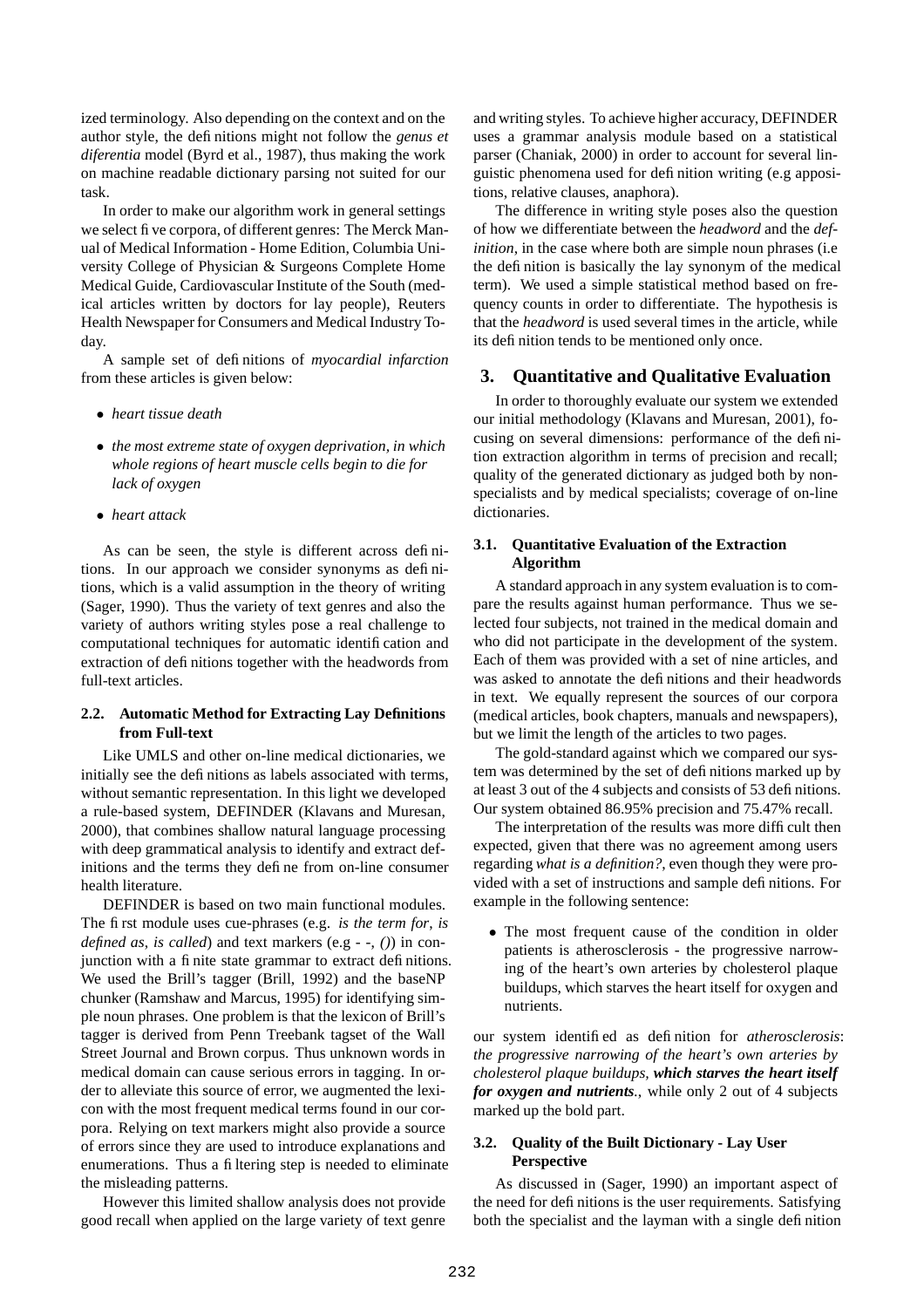ized terminology. Also depending on the context and on the author style, the definitions might not follow the *genus et diferentia* model (Byrd et al., 1987), thus making the work on machine readable dictionary parsing not suited for our task.

In order to make our algorithm work in general settings we select five corpora, of different genres: The Merck Manual of Medical Information - Home Edition, Columbia University College of Physician & Surgeons Complete Home Medical Guide, Cardiovascular Institute of the South (medical articles written by doctors for lay people), Reuters Health Newspaper for Consumers and Medical Industry Today.

A sample set of definitions of *myocardial infarction* from these articles is given below:

- *heart tissue death*
- *the most extreme state of oxygen deprivation, in which whole regions of heart muscle cells begin to die for lack of oxygen*
- *heart attack*

As can be seen, the style is different across definitions. In our approach we consider synonyms as definitions, which is a valid assumption in the theory of writing (Sager, 1990). Thus the variety of text genres and also the variety of authors writing styles pose a real challenge to computational techniques for automatic identification and extraction of definitions together with the headwords from full-text articles.

### 2.2. Automatic Method for Extracting Lay Definitions from Full-text

Like UMLS and other on-line medical dictionaries, we initially see the definitions as labels associated with terms, without semantic representation. In this light we developed a rule-based system, DEFINDER (Klavans and Muresan, 2000), that combines shallow natural language processing with deep grammatical analysis to identify and extract definitions and the terms they define from on-line consumer health literature.

DEFINDER is based on two main functional modules. The first module uses cue-phrases (e.g. *is the term for*, *is defined as*, *is called*) and text markers (e.g - -, *()*) in conjunction with a finite state grammar to extract definitions. We used the Brill's tagger (Brill, 1992) and the baseNP chunker (Ramshaw and Marcus, 1995) for identifying simple noun phrases. One problem is that the lexicon of Brill's tagger is derived from Penn Treebank tagset of the Wall Street Journal and Brown corpus. Thus unknown words in medical domain can cause serious errors in tagging. In order to alleviate this source of error, we augmented the lexicon with the most frequent medical terms found in our corpora. Relying on text markers might also provide a source of errors since they are used to introduce explanations and enumerations. Thus a filtering step is needed to eliminate the misleading patterns.

However this limited shallow analysis does not provide good recall when applied on the large variety of text genre and writing styles. To achieve higher accuracy, DEFINDER uses a grammar analysis module based on a statistical parser (Chaniak, 2000) in order to account for several linguistic phenomena used for definition writing (e.g appositions, relative clauses, anaphora).

The difference in writing style poses also the question of how we differentiate between the *headword* and the *definition*, in the case where both are simple noun phrases (i.e the definition is basically the lay synonym of the medical term). We used a simple statistical method based on frequency counts in order to differentiate. The hypothesis is that the *headword* is used several times in the article, while its definition tends to be mentioned only once.

## 3. Quantitative and Qualitative Evaluation

In order to thoroughly evaluate our system we extended our initial methodology (Klavans and Muresan, 2001), focusing on several dimensions: performance of the definition extraction algorithm in terms of precision and recall; quality of the generated dictionary as judged both by non-specialists and by medical specialists; coverage of on-line dictionaries.

### 3.1. Quantitative Evaluation of the Extraction Algorithm

A standard approach in any system evaluation is to compare the results against human performance. Thus we selected four subjects, not trained in the medical domain and who did not participate in the development of the system. Each of them was provided with a set of nine articles, and was asked to annotate the definitions and their headwords in text. We equally represent the sources of our corpora (medical articles, book chapters, manuals and newspapers), but we limit the length of the articles to two pages.

The gold-standard against which we compared our system was determined by the set of definitions marked up by at least 3 out of the 4 subjects and consists of 53 definitions. Our system obtained 86.95% precision and 75.47% recall.

The interpretation of the results was more difficult then expected, given that there was no agreement among users regarding *what is a definition?*, even though they were provided with a set of instructions and sample definitions. For example in the following sentence:

- The most frequent cause of the condition in older patients is atherosclerosis - the progressive narrowing of the heart's own arteries by cholesterol plaque buildups, which starves the heart itself for oxygen and nutrients.

our system identified as definition for *atherosclerosis*: *the progressive narrowing of the heart's own arteries by cholesterol plaque buildups,* ***which starves the heart itself for oxygen and nutrients***., while only 2 out of 4 subjects marked up the bold part.

### 3.2. Quality of the Built Dictionary - Lay User Perspective

As discussed in (Sager, 1990) an important aspect of the need for definitions is the user requirements. Satisfying both the specialist and the layman with a single definition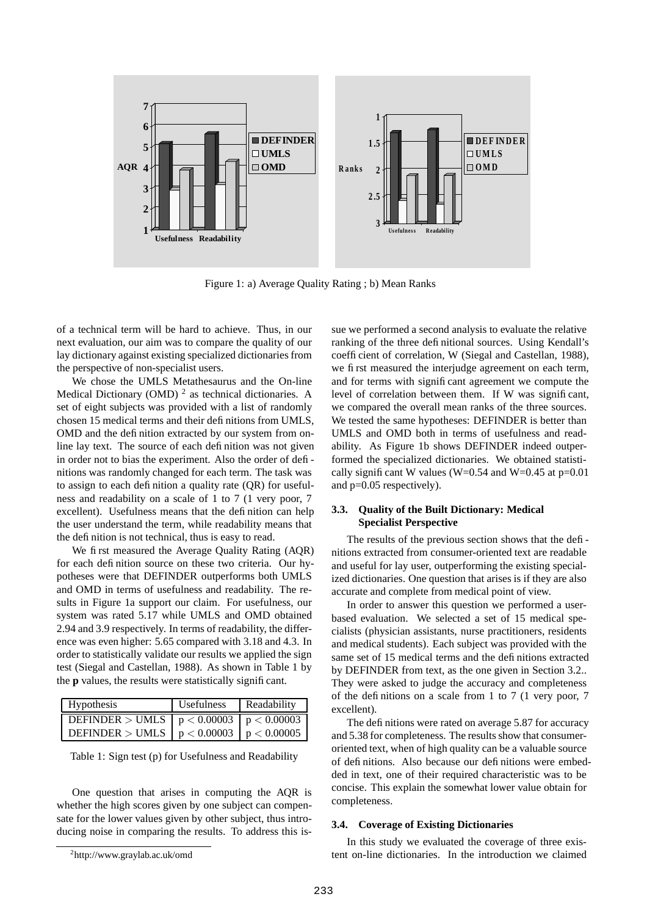Figure 1: a) Average Quality Rating ; b) Mean Ranks

of a technical term will be hard to achieve. Thus, in our next evaluation, our aim was to compare the quality of our lay dictionary against existing specialized dictionaries from the perspective of non-specialist users.

We chose the UMLS Metathesaurus and the On-line Medical Dictionary (OMD) [2] as technical dictionaries. A set of eight subjects was provided with a list of randomly chosen 15 medical terms and their definitions from UMLS, OMD and the definition extracted by our system from online lay text. The source of each definition was not given in order not to bias the experiment. Also the order of definitions was randomly changed for each term. The task was to assign to each definition a quality rate (QR) for usefulness and readability on a scale of 1 to 7 (1 very poor, 7 excellent). Usefulness means that the definition can help the user understand the term, while readability means that the definition is not technical, thus is easy to read.

We first measured the Average Quality Rating (AQR) for each definition source on these two criteria. Our hypotheses were that DEFINDER outperforms both UMLS and OMD in terms of usefulness and readability. The results in Figure 1a support our claim. For usefulness, our system was rated 5.17 while UMLS and OMD obtained 2.94 and 3.9 respectively. In terms of readability, the difference was even higher: 5.65 compared with 3.18 and 4.3. In order to statistically validate our results we applied the sign test (Siegal and Castellan, 1988). As shown in Table 1 by the **p** values, the results were statistically significant.

| Hypothesis | Usefulness | Readability |
|---|---|---|
| DEFINDER > UMLS | $p < 0.00003$ | $p < 0.00003$ |
| DEFINDER > UMLS | $p < 0.00003$ | $p < 0.00005$ |

Table 1: Sign test (p) for Usefulness and Readability

One question that arises in computing the AQR is whether the high scores given by one subject can compensate for the lower values given by other subject, thus introducing noise in comparing the results. To address this issue we performed a second analysis to evaluate the relative ranking of the three definitional sources. Using Kendall's coefficient of correlation, W (Siegal and Castellan, 1988), we first measured the interjudge agreement on each term, and for terms with significant agreement we compute the level of correlation between them. If W was significant, we compared the overall mean ranks of the three sources. We tested the same hypotheses: DEFINDER is better than UMLS and OMD both in terms of usefulness and readability. As Figure 1b shows DEFINDER indeed outperformed the specialized dictionaries. We obtained statistically significant W values (W=0.54 and W=0.45 at p=0.01 and p=0.05 respectively).

### 3.3. Quality of the Built Dictionary: Medical Specialist Perspective

The results of the previous section shows that the definitions extracted from consumer-oriented text are readable and useful for lay user, outperforming the existing specialized dictionaries. One question that arises is if they are also accurate and complete from medical point of view.

In order to answer this question we performed a user-based evaluation. We selected a set of 15 medical specialists (physician assistants, nurse practitioners, residents and medical students). Each subject was provided with the same set of 15 medical terms and the definitions extracted by DEFINDER from text, as the one given in Section 3.2.. They were asked to judge the accuracy and completeness of the definitions on a scale from 1 to 7 (1 very poor, 7 excellent).

The definitions were rated on average 5.87 for accuracy and 5.38 for completeness. The results show that consumer-oriented text, when of high quality can be a valuable source of definitions. Also because our definitions were embedded in text, one of their required characteristic was to be concise. This explain the somewhat lower value obtain for completeness.

### 3.4. Coverage of Existing Dictionaries

In this study we evaluated the coverage of three existent on-line dictionaries. In the introduction we claimed

[2] http://www.graylab.ac.uk/omd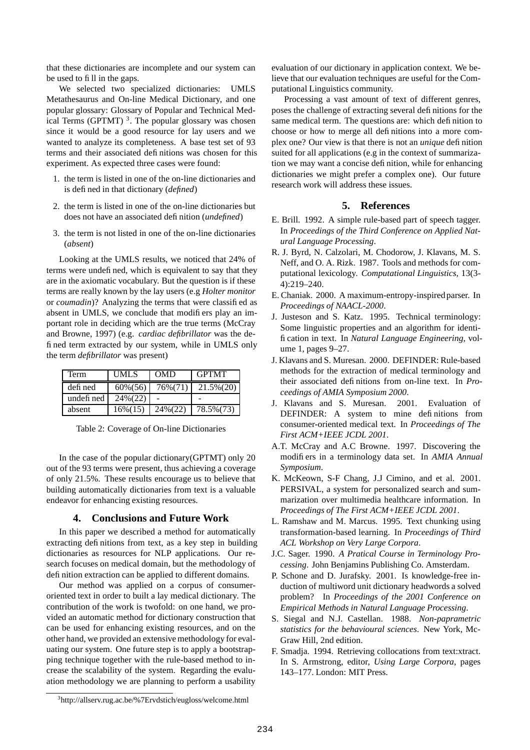that these dictionaries are incomplete and our system can be used to fill in the gaps.

We selected two specialized dictionaries: UMLS Metathesaurus and On-line Medical Dictionary, and one popular glossary: Glossary of Popular and Technical Medical Terms (GPTMT) [3]. The popular glossary was chosen since it would be a good resource for lay users and we wanted to analyze its completeness. A base test set of 93 terms and their associated definitions was chosen for this experiment. As expected three cases were found:

1. the term is listed in one of the on-line dictionaries and is defined in that dictionary (*defined*)
2. the term is listed in one of the on-line dictionaries but does not have an associated definition (*undefined*)
3. the term is not listed in one of the on-line dictionaries (*absent*)

Looking at the UMLS results, we noticed that 24% of terms were undefined, which is equivalent to say that they are in the axiomatic vocabulary. But the question is if these terms are really known by the lay users (e.g *Holter monitor* or *coumadin*)? Analyzing the terms that were classified as absent in UMLS, we conclude that modifiers play an important role in deciding which are the true terms (McCray and Browne, 1997) (e.g. *cardiac defibrillator* was the defined term extracted by our system, while in UMLS only the term *defibrillator* was present)

| Term | UMLS | OMD | GPTMT |
|---|---|---|---|
| defined | 60%(56) | 76%(71) | 21.5%(20) |
| undefined | 24%(22) | - | - |
| absent | 16%(15) | 24%(22) | 78.5%(73) |

Table 2: Coverage of On-line Dictionaries

In the case of the popular dictionary(GPTMT) only 20 out of the 93 terms were present, thus achieving a coverage of only 21.5%. These results encourage us to believe that building automatically dictionaries from text is a valuable endeavor for enhancing existing resources.

## 4. Conclusions and Future Work

In this paper we described a method for automatically extracting definitions from text, as a key step in building dictionaries as resources for NLP applications. Our research focuses on medical domain, but the methodology of definition extraction can be applied to different domains.

Our method was applied on a corpus of consumer-oriented text in order to built a lay medical dictionary. The contribution of the work is twofold: on one hand, we provided an automatic method for dictionary construction that can be used for enhancing existing resources, and on the other hand, we provided an extensive methodology for evaluating our system. One future step is to apply a bootstrapping technique together with the rule-based method to increase the scalability of the system. Regarding the evaluation methodology we are planning to perform a usability evaluation of our dictionary in application context. We believe that our evaluation techniques are useful for the Computational Linguistics community.

Processing a vast amount of text of different genres, poses the challenge of extracting several definitions for the same medical term. The questions are: which definition to choose or how to merge all definitions into a more complex one? Our view is that there is not an *unique* definition suited for all applications (e.g in the context of summarization we may want a concise definition, while for enhancing dictionaries we might prefer a complex one). Our future research work will address these issues.

[3]http://allserv.rug.ac.be/%7Ervdstich/eugloss/welcome.html

## 5. References

E. Brill. 1992. A simple rule-based part of speech tagger. In *Proceedings of the Third Conference on Applied Natural Language Processing*.

R. J. Byrd, N. Calzolari, M. Chodorow, J. Klavans, M. S. Neff, and O. A. Rizk. 1987. Tools and methods for computational lexicology. *Computational Linguistics*, 13(3-4):219–240.

E. Chaniak. 2000. A maximum-entropy-inspired parser. In *Proceedings of NAACL-2000*.

J. Justeson and S. Katz. 1995. Technical terminology: Some linguistic properties and an algorithm for identification in text. In *Natural Language Engineering*, volume 1, pages 9–27.

J. Klavans and S. Muresan. 2000. DEFINDER: Rule-based methods for the extraction of medical terminology and their associated definitions from on-line text. In *Proceedings of AMIA Symposium 2000*.

J. Klavans and S. Muresan. 2001. Evaluation of DEFINDER: A system to mine definitions from consumer-oriented medical text. In *Proceedings of The First ACM+IEEE JCDL 2001*.

A.T. McCray and A.C Browne. 1997. Discovering the modifiers in a terminology data set. In *AMIA Annual Symposium*.

K. McKeown, S-F Chang, J.J Cimino, and et al. 2001. PERSIVAL, a system for personalized search and summarization over multimedia healthcare information. In *Proceedings of The First ACM+IEEE JCDL 2001*.

L. Ramshaw and M. Marcus. 1995. Text chunking using transformation-based learning. In *Proceedings of Third ACL Workshop on Very Large Corpora*.

J.C. Sager. 1990. *A Pratical Course in Terminology Processing*. John Benjamins Publishing Co. Amsterdam.

P. Schone and D. Jurafsky. 2001. Is knowledge-free induction of multiword unit dictionary headwords a solved problem? In *Proceedings of the 2001 Conference on Empirical Methods in Natural Language Processing*.

S. Siegal and N.J. Castellan. 1988. *Non-papragmetric statistics for the behavioural sciences*. New York, McGraw Hill, 2nd edition.

F. Smadja. 1994. Retrieving collocations from text:xtract. In S. Armstrong, editor, *Using Large Corpora*, pages 143–177. London: MIT Press.